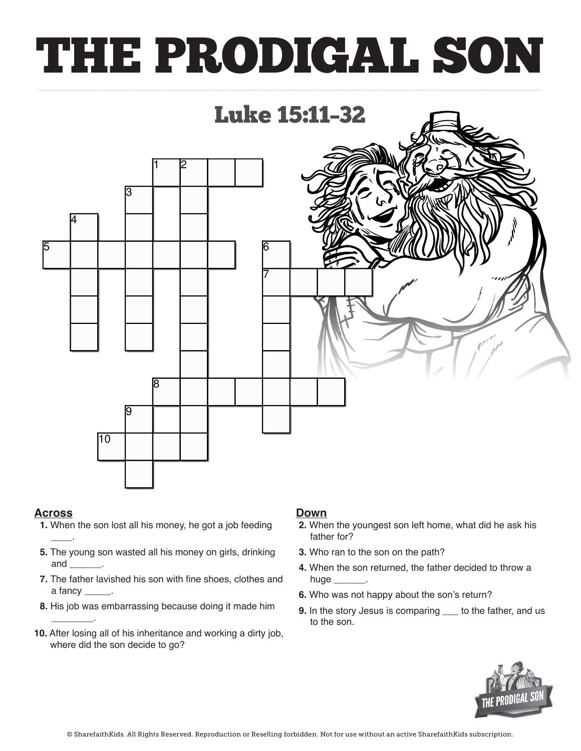# THE PRODIGAL SON

## Luke 15:11-32

### Across

1. When the son lost all his money, he got a job feeding ____.
5. The young son wasted all his money on girls, drinking and ______.
7. The father lavished his son with fine shoes, clothes and a fancy _____.
8. His job was embarrassing because doing it made him ________.
10. After losing all of his inheritance and working a dirty job, where did the son decide to go?

### Down

2. When the youngest son left home, what did he ask his father for?
3. Who ran to the son on the path?
4. When the son returned, the father decided to throw a huge ______.
6. Who was not happy about the son's return?
9. In the story Jesus is comparing ___ to the father, and us to the son.

© SharefaithKids. All Rights Reserved. Reproduction or Reselling forbidden. Not for use without an active SharefaithKids subscription.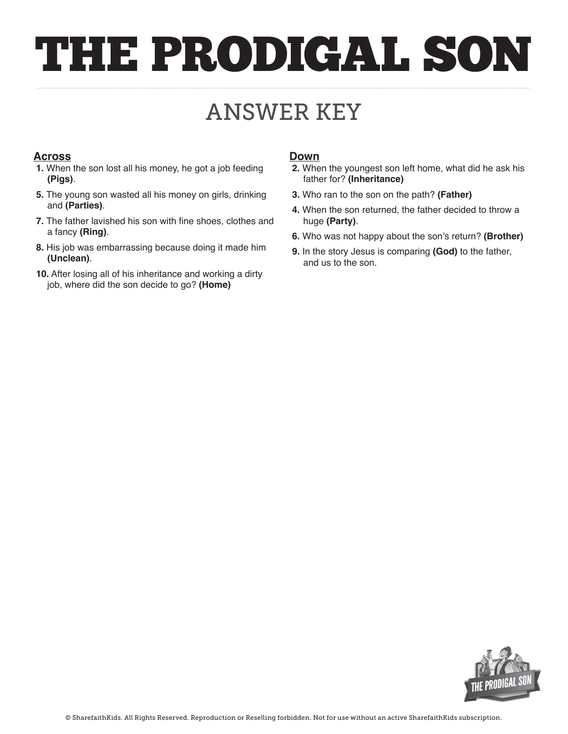# THE PRODIGAL SON

## ANSWER KEY

**Across**

**1.** When the son lost all his money, he got a job feeding **(Pigs)**.

**5.** The young son wasted all his money on girls, drinking and **(Parties)**.

**7.** The father lavished his son with fine shoes, clothes and a fancy **(Ring)**.

**8.** His job was embarrassing because doing it made him **(Unclean)**.

**10.** After losing all of his inheritance and working a dirty job, where did the son decide to go? **(Home)**

**Down**

**2.** When the youngest son left home, what did he ask his father for? **(Inheritance)**

**3.** Who ran to the son on the path? **(Father)**

**4.** When the son returned, the father decided to throw a huge **(Party)**.

**6.** Who was not happy about the son's return? **(Brother)**

**9.** In the story Jesus is comparing **(God)** to the father, and us to the son.

THE PRODIGAL SON

© SharefaithKids. All Rights Reserved. Reproduction or Reselling forbidden. Not for use without an active SharefaithKids subscription.